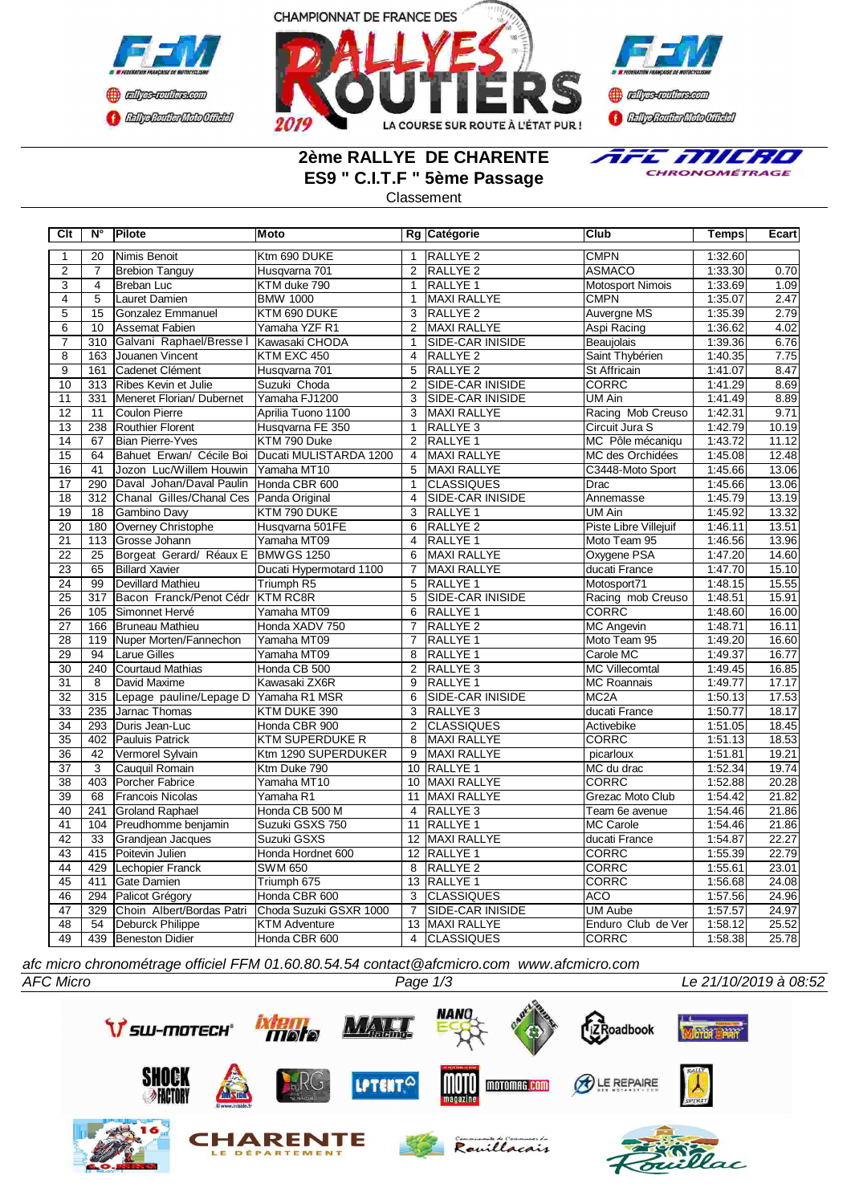CHAMPIONNAT DE FRANCE DES RALLYES ROUTIERS 2019

LA COURSE SUR ROUTE À L'ÉTAT PUR !

# 2ème RALLYE DE CHARENTE

## ES9 " C.I.T.F " 5ème Passage

Classement

| Clt | N° | Pilote | Moto | Rg | Catégorie | Club | Temps | Ecart |
|---|---|---|---|---|---|---|---|---|
| 1 | 20 | Nimis Benoit | Ktm 690 DUKE | 1 | RALLYE 2 | CMPN | 1:32.60 | |
| 2 | 7 | Brebion Tanguy | Husqvarna 701 | 2 | RALLYE 2 | ASMACO | 1:33.30 | 0.70 |
| 3 | 4 | Breban Luc | KTM duke 790 | 1 | RALLYE 1 | Motosport Nimois | 1:33.69 | 1.09 |
| 4 | 5 | Lauret Damien | BMW 1000 | 1 | MAXI RALLYE | CMPN | 1:35.07 | 2.47 |
| 5 | 15 | Gonzalez Emmanuel | KTM 690 DUKE | 3 | RALLYE 2 | Auvergne MS | 1:35.39 | 2.79 |
| 6 | 10 | Assemat Fabien | Yamaha YZF R1 | 2 | MAXI RALLYE | Aspi Racing | 1:36.62 | 4.02 |
| 7 | 310 | Galvani Raphael/Bresse I | Kawasaki CHODA | 1 | SIDE-CAR INISIDE | Beaujolais | 1:39.36 | 6.76 |
| 8 | 163 | Jouanen Vincent | KTM EXC 450 | 4 | RALLYE 2 | Saint Thybérien | 1:40.35 | 7.75 |
| 9 | 161 | Cadenet Clément | Husqvarna 701 | 5 | RALLYE 2 | St Affricain | 1:41.07 | 8.47 |
| 10 | 313 | Ribes Kevin et Julie | Suzuki Choda | 2 | SIDE-CAR INISIDE | CORRC | 1:41.29 | 8.69 |
| 11 | 331 | Meneret Florian/ Dubernet | Yamaha FJ1200 | 3 | SIDE-CAR INISIDE | UM Ain | 1:41.49 | 8.89 |
| 12 | 11 | Coulon Pierre | Aprilia Tuono 1100 | 3 | MAXI RALLYE | Racing Mob Creuso | 1:42.31 | 9.71 |
| 13 | 238 | Routhier Florent | Husqvarna FE 350 | 1 | RALLYE 3 | Circuit Jura S | 1:42.79 | 10.19 |
| 14 | 67 | Bian Pierre-Yves | KTM 790 Duke | 2 | RALLYE 1 | MC Pôle mécaniqu | 1:43.72 | 11.12 |
| 15 | 64 | Bahuet Erwan/ Cécile Boi | Ducati MULISTARDA 1200 | 4 | MAXI RALLYE | MC des Orchidées | 1:45.08 | 12.48 |
| 16 | 41 | Jozon Luc/Willem Houwin | Yamaha MT10 | 5 | MAXI RALLYE | C3448-Moto Sport | 1:45.66 | 13.06 |
| 17 | 290 | Daval Johan/Daval Paulin | Honda CBR 600 | 1 | CLASSIQUES | Drac | 1:45.66 | 13.06 |
| 18 | 312 | Chanal Gilles/Chanal Ces | Panda Original | 4 | SIDE-CAR INISIDE | Annemasse | 1:45.79 | 13.19 |
| 19 | 18 | Gambino Davy | KTM 790 DUKE | 3 | RALLYE 1 | UM Ain | 1:45.92 | 13.32 |
| 20 | 180 | Overney Christophe | Husqvarna 501FE | 6 | RALLYE 2 | Piste Libre Villejuif | 1:46.11 | 13.51 |
| 21 | 113 | Grosse Johann | Yamaha MT09 | 4 | RALLYE 1 | Moto Team 95 | 1:46.56 | 13.96 |
| 22 | 25 | Borgeat Gerard/ Réaux E | BMWGS 1250 | 6 | MAXI RALLYE | Oxygene PSA | 1:47.20 | 14.60 |
| 23 | 65 | Billard Xavier | Ducati Hypermotard 1100 | 7 | MAXI RALLYE | ducati France | 1:47.70 | 15.10 |
| 24 | 99 | Devillard Mathieu | Triumph R5 | 5 | RALLYE 1 | Motosport71 | 1:48.15 | 15.55 |
| 25 | 317 | Bacon Franck/Penot Cédr | KTM RC8R | 5 | SIDE-CAR INISIDE | Racing mob Creuso | 1:48.51 | 15.91 |
| 26 | 105 | Simonnet Hervé | Yamaha MT09 | 6 | RALLYE 1 | CORRC | 1:48.60 | 16.00 |
| 27 | 166 | Bruneau Mathieu | Honda XADV 750 | 7 | RALLYE 2 | MC Angevin | 1:48.71 | 16.11 |
| 28 | 119 | Nuper Morten/Fannechon | Yamaha MT09 | 7 | RALLYE 1 | Moto Team 95 | 1:49.20 | 16.60 |
| 29 | 94 | Larue Gilles | Yamaha MT09 | 8 | RALLYE 1 | Carole MC | 1:49.37 | 16.77 |
| 30 | 240 | Courtaud Mathias | Honda CB 500 | 2 | RALLYE 3 | MC Villecomtal | 1:49.45 | 16.85 |
| 31 | 8 | David Maxime | Kawasaki ZX6R | 9 | RALLYE 1 | MC Roannais | 1:49.77 | 17.17 |
| 32 | 315 | Lepage pauline/Lepage D | Yamaha R1 MSR | 6 | SIDE-CAR INISIDE | MC2A | 1:50.13 | 17.53 |
| 33 | 235 | Jarnac Thomas | KTM DUKE 390 | 3 | RALLYE 3 | ducati France | 1:50.77 | 18.17 |
| 34 | 293 | Duris Jean-Luc | Honda CBR 900 | 2 | CLASSIQUES | Activebike | 1:51.05 | 18.45 |
| 35 | 402 | Pauluis Patrick | KTM SUPERDUKE R | 8 | MAXI RALLYE | CORRC | 1:51.13 | 18.53 |
| 36 | 42 | Vermorel Sylvain | Ktm 1290 SUPERDUKER | 9 | MAXI RALLYE | picarloux | 1:51.81 | 19.21 |
| 37 | 3 | Cauquil Romain | Ktm Duke 790 | 10 | RALLYE 1 | MC du drac | 1:52.34 | 19.74 |
| 38 | 403 | Porcher Fabrice | Yamaha MT10 | 10 | MAXI RALLYE | CORRC | 1:52.88 | 20.28 |
| 39 | 68 | Francois Nicolas | Yamaha R1 | 11 | MAXI RALLYE | Grezac Moto Club | 1:54.42 | 21.82 |
| 40 | 241 | Groland Raphael | Honda CB 500 M | 4 | RALLYE 3 | Team 6e avenue | 1:54.46 | 21.86 |
| 41 | 104 | Preudhomme benjamin | Suzuki GSXS 750 | 11 | RALLYE 1 | MC Carole | 1:54.46 | 21.86 |
| 42 | 33 | Grandjean Jacques | Suzuki GSXS | 12 | MAXI RALLYE | ducati France | 1:54.87 | 22.27 |
| 43 | 415 | Poitevin Julien | Honda Hordnet 600 | 12 | RALLYE 1 | CORRC | 1:55.39 | 22.79 |
| 44 | 429 | Lechopier Franck | SWM 650 | 8 | RALLYE 2 | CORRC | 1:55.61 | 23.01 |
| 45 | 411 | Gate Damien | Triumph 675 | 13 | RALLYE 1 | CORRC | 1:56.68 | 24.08 |
| 46 | 294 | Palicot Grégory | Honda CBR 600 | 3 | CLASSIQUES | ACO | 1:57.56 | 24.96 |
| 47 | 329 | Choin Albert/Bordas Patri | Choda Suzuki GSXR 1000 | 7 | SIDE-CAR INISIDE | UM Aube | 1:57.57 | 24.97 |
| 48 | 54 | Deburck Philippe | KTM Adventure | 13 | MAXI RALLYE | Enduro Club de Ver | 1:58.12 | 25.52 |
| 49 | 439 | Beneston Didier | Honda CBR 600 | 4 | CLASSIQUES | CORRC | 1:58.38 | 25.78 |

*afc micro chronométrage officiel FFM 01.60.80.54.54 contact@afcmicro.com www.afcmicro.com*

*AFC Micro* — *Le 21/10/2019 à 08:52*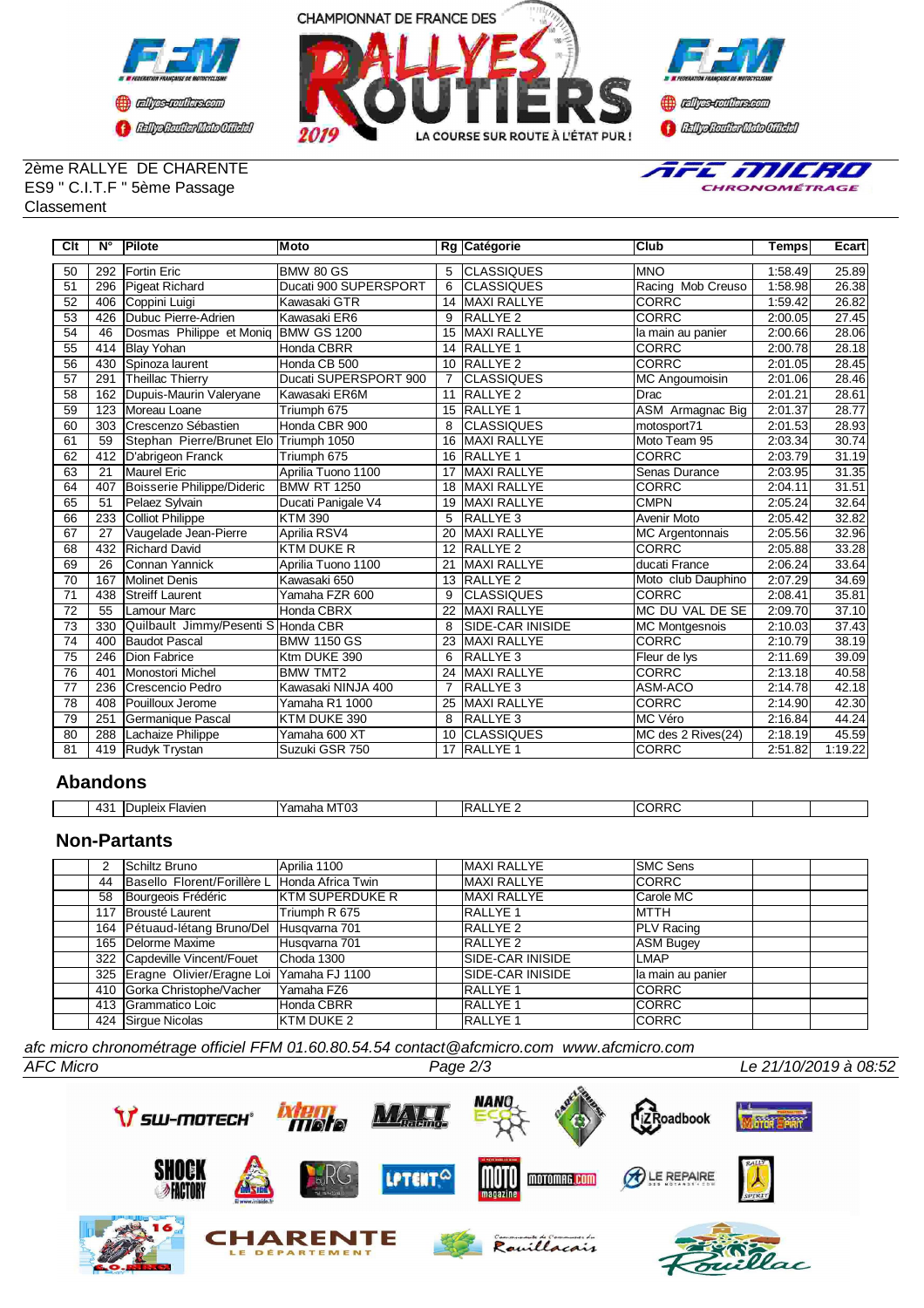CHAMPIONNAT DE FRANCE DES RALLYES ROUTIERS 2019

2ème RALLYE DE CHARENTE
ES9 " C.I.T.F " 5ème Passage
Classement

| Clt | N° | Pilote | Moto | Rg | Catégorie | Club | Temps | Ecart |
|---|---|---|---|---|---|---|---|---|
| 50 | 292 | Fortin Eric | BMW 80 GS | 5 | CLASSIQUES | MNO | 1:58.49 | 25.89 |
| 51 | 296 | Pigeat Richard | Ducati 900 SUPERSPORT | 6 | CLASSIQUES | Racing Mob Creuso | 1:58.98 | 26.38 |
| 52 | 406 | Coppini Luigi | Kawasaki GTR | 14 | MAXI RALLYE | CORRC | 1:59.42 | 26.82 |
| 53 | 426 | Dubuc Pierre-Adrien | Kawasaki ER6 | 9 | RALLYE 2 | CORRC | 2:00.05 | 27.45 |
| 54 | 46 | Dosmas Philippe et Moniq | BMW GS 1200 | 15 | MAXI RALLYE | la main au panier | 2:00.66 | 28.06 |
| 55 | 414 | Blay Yohan | Honda CBRR | 14 | RALLYE 1 | CORRC | 2:00.78 | 28.18 |
| 56 | 430 | Spinoza laurent | Honda CB 500 | 10 | RALLYE 2 | CORRC | 2:01.05 | 28.45 |
| 57 | 291 | Theillac Thierry | Ducati SUPERSPORT 900 | 7 | CLASSIQUES | MC Angoumoisin | 2:01.06 | 28.46 |
| 58 | 162 | Dupuis-Maurin Valeryane | Kawasaki ER6M | 11 | RALLYE 2 | Drac | 2:01.21 | 28.61 |
| 59 | 123 | Moreau Loane | Triumph 675 | 15 | RALLYE 1 | ASM Armagnac Big | 2:01.37 | 28.77 |
| 60 | 303 | Crescenzo Sébastien | Honda CBR 900 | 8 | CLASSIQUES | motosport71 | 2:01.53 | 28.93 |
| 61 | 59 | Stephan Pierre/Brunet Elo | Triumph 1050 | 16 | MAXI RALLYE | Moto Team 95 | 2:03.34 | 30.74 |
| 62 | 412 | D'abrigeon Franck | Triumph 675 | 16 | RALLYE 1 | CORRC | 2:03.79 | 31.19 |
| 63 | 21 | Maurel Eric | Aprilia Tuono 1100 | 17 | MAXI RALLYE | Senas Durance | 2:03.95 | 31.35 |
| 64 | 407 | Boisserie Philippe/Dideric | BMW RT 1250 | 18 | MAXI RALLYE | CORRC | 2:04.11 | 31.51 |
| 65 | 51 | Pelaez Sylvain | Ducati Panigale V4 | 19 | MAXI RALLYE | CMPN | 2:05.24 | 32.64 |
| 66 | 233 | Colliot Philippe | KTM 390 | 5 | RALLYE 3 | Avenir Moto | 2:05.42 | 32.82 |
| 67 | 27 | Vaugelade Jean-Pierre | Aprilia RSV4 | 20 | MAXI RALLYE | MC Argentonnais | 2:05.56 | 32.96 |
| 68 | 432 | Richard David | KTM DUKE R | 12 | RALLYE 2 | CORRC | 2:05.88 | 33.28 |
| 69 | 26 | Connan Yannick | Aprilia Tuono 1100 | 21 | MAXI RALLYE | ducati France | 2:06.24 | 33.64 |
| 70 | 167 | Molinet Denis | Kawasaki 650 | 13 | RALLYE 2 | Moto club Dauphino | 2:07.29 | 34.69 |
| 71 | 438 | Streiff Laurent | Yamaha FZR 600 | 9 | CLASSIQUES | CORRC | 2:08.41 | 35.81 |
| 72 | 55 | Lamour Marc | Honda CBRX | 22 | MAXI RALLYE | MC DU VAL DE SE | 2:09.70 | 37.10 |
| 73 | 330 | Quilbault Jimmy/Pesenti S | Honda CBR | 8 | SIDE-CAR INISIDE | MC Montgesnois | 2:10.03 | 37.43 |
| 74 | 400 | Baudot Pascal | BMW 1150 GS | 23 | MAXI RALLYE | CORRC | 2:10.79 | 38.19 |
| 75 | 246 | Dion Fabrice | Ktm DUKE 390 | 6 | RALLYE 3 | Fleur de lys | 2:11.69 | 39.09 |
| 76 | 401 | Monostori Michel | BMW TMT2 | 24 | MAXI RALLYE | CORRC | 2:13.18 | 40.58 |
| 77 | 236 | Crescencio Pedro | Kawasaki NINJA 400 | 7 | RALLYE 3 | ASM-ACO | 2:14.78 | 42.18 |
| 78 | 408 | Pouilloux Jerome | Yamaha R1 1000 | 25 | MAXI RALLYE | CORRC | 2:14.90 | 42.30 |
| 79 | 251 | Germanique Pascal | KTM DUKE 390 | 8 | RALLYE 3 | MC Véro | 2:16.84 | 44.24 |
| 80 | 288 | Lachaize Philippe | Yamaha 600 XT | 10 | CLASSIQUES | MC des 2 Rives(24) | 2:18.19 | 45.59 |
| 81 | 419 | Rudyk Trystan | Suzuki GSR 750 | 17 | RALLYE 1 | CORRC | 2:51.82 | 1:19.22 |

## Abandons

| Clt | N° | Pilote | Moto | Rg | Catégorie | Club | Temps | Ecart |
|---|---|---|---|---|---|---|---|---|
| | 431 | Dupleix Flavien | Yamaha MT03 | | RALLYE 2 | CORRC | | |

## Non-Partants

| Clt | N° | Pilote | Moto | Rg | Catégorie | Club | Temps | Ecart |
|---|---|---|---|---|---|---|---|---|
| | 2 | Schiltz Bruno | Aprilia 1100 | | MAXI RALLYE | SMC Sens | | |
| | 44 | Basello Florent/Forillère L | Honda Africa Twin | | MAXI RALLYE | CORRC | | |
| | 58 | Bourgeois Frédéric | KTM SUPERDUKE R | | MAXI RALLYE | Carole MC | | |
| | 117 | Brousté Laurent | Triumph R 675 | | RALLYE 1 | MTTH | | |
| | 164 | Pétuaud-létang Bruno/Del | Husqvarna 701 | | RALLYE 2 | PLV Racing | | |
| | 165 | Delorme Maxime | Husqvarna 701 | | RALLYE 2 | ASM Bugey | | |
| | 322 | Capdeville Vincent/Fouet | Choda 1300 | | SIDE-CAR INISIDE | LMAP | | |
| | 325 | Eragne Olivier/Eragne Loi | Yamaha FJ 1100 | | SIDE-CAR INISIDE | la main au panier | | |
| | 410 | Gorka Christophe/Vacher | Yamaha FZ6 | | RALLYE 1 | CORRC | | |
| | 413 | Grammatico Loic | Honda CBRR | | RALLYE 1 | CORRC | | |
| | 424 | Sirgue Nicolas | KTM DUKE 2 | | RALLYE 1 | CORRC | | |

*afc micro chronométrage officiel FFM 01.60.80.54.54 contact@afcmicro.com www.afcmicro.com*

*AFC Micro* — *Le 21/10/2019 à 08:52*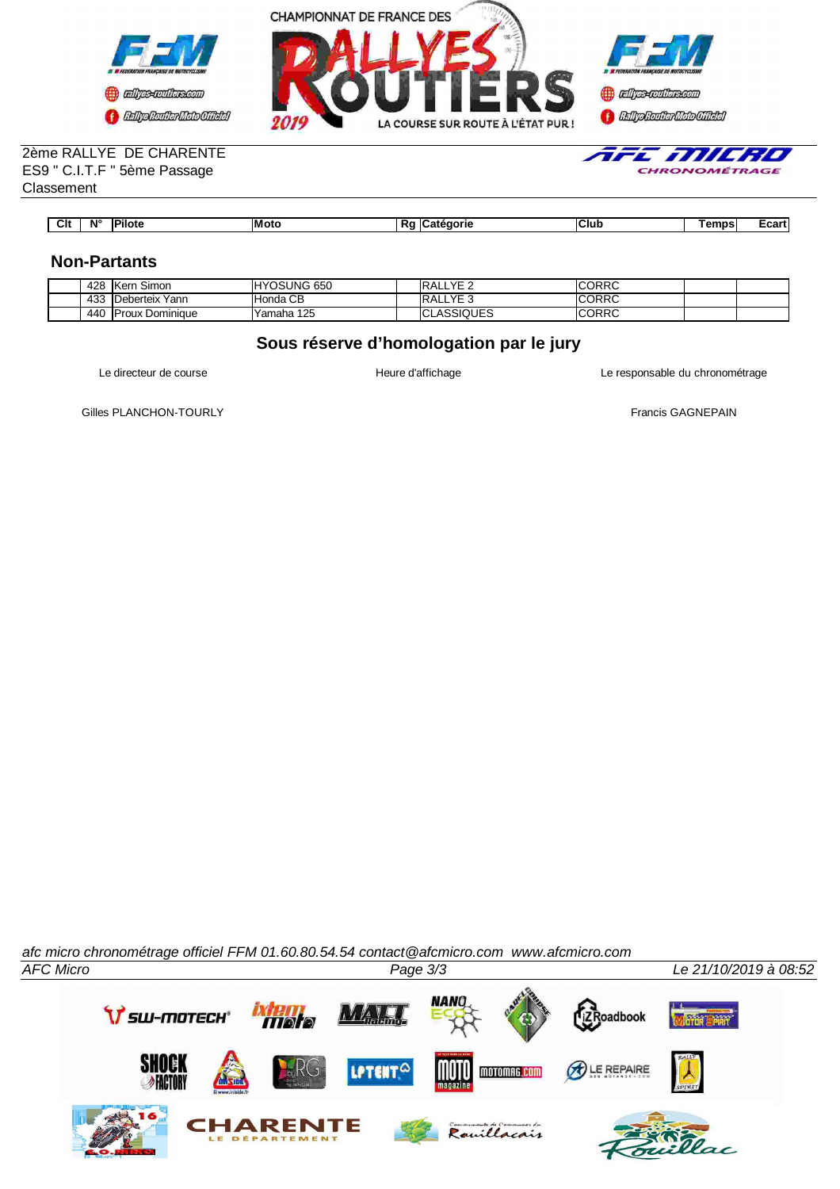2ème RALLYE DE CHARENTE
ES9 " C.I.T.F " 5ème Passage
Classement

| Clt | N° | Pilote | Moto | Rg | Catégorie | Club | Temps | Ecart |
|---|---|---|---|---|---|---|---|---|

## Non-Partants

| Clt | N° | Pilote | Moto | Rg | Catégorie | Club | Temps | Ecart |
|---|---|---|---|---|---|---|---|---|
| | 428 | Kern Simon | HYOSUNG 650 | | RALLYE 2 | CORRC | | |
| | 433 | Deberteix Yann | Honda CB | | RALLYE 3 | CORRC | | |
| | 440 | Proux Dominique | Yamaha 125 | | CLASSIQUES | CORRC | | |

## Sous réserve d'homologation par le jury

Le directeur de course

Gilles PLANCHON-TOURLY

Heure d'affichage

Le responsable du chronométrage

Francis GAGNEPAIN

*afc micro chronométrage officiel FFM 01.60.80.54.54 contact@afcmicro.com www.afcmicro.com*

*AFC Micro* — *Le 21/10/2019 à 08:52*